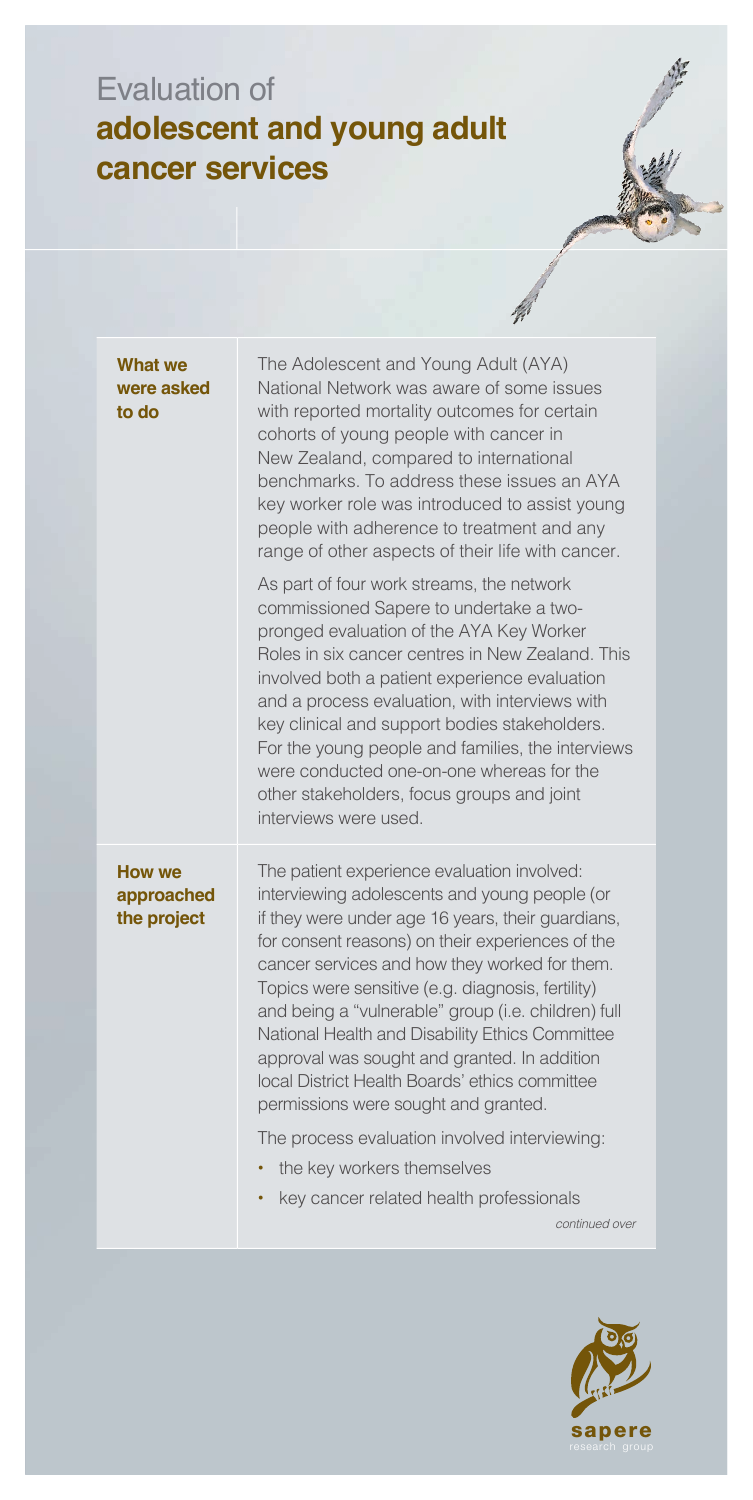# Evaluation of **adolescent and young adult cancer services**

## What we were asked to do

The Adolescent and Young Adult (AYA) National Network was aware of some issues with reported mortality outcomes for certain cohorts of young people with cancer in New Zealand, compared to international benchmarks. To address these issues an AYA key worker role was introduced to assist young people with adherence to treatment and any range of other aspects of their life with cancer.

As part of four work streams, the network commissioned Sapere to undertake a two-pronged evaluation of the AYA Key Worker Roles in six cancer centres in New Zealand. This involved both a patient experience evaluation and a process evaluation, with interviews with key clinical and support bodies stakeholders. For the young people and families, the interviews were conducted one-on-one whereas for the other stakeholders, focus groups and joint interviews were used.

## How we approached the project

The patient experience evaluation involved: interviewing adolescents and young people (or if they were under age 16 years, their guardians, for consent reasons) on their experiences of the cancer services and how they worked for them. Topics were sensitive (e.g. diagnosis, fertility) and being a "vulnerable" group (i.e. children) full National Health and Disability Ethics Committee approval was sought and granted. In addition local District Health Boards' ethics committee permissions were sought and granted.

The process evaluation involved interviewing:

- the key workers themselves
- key cancer related health professionals

*continued over*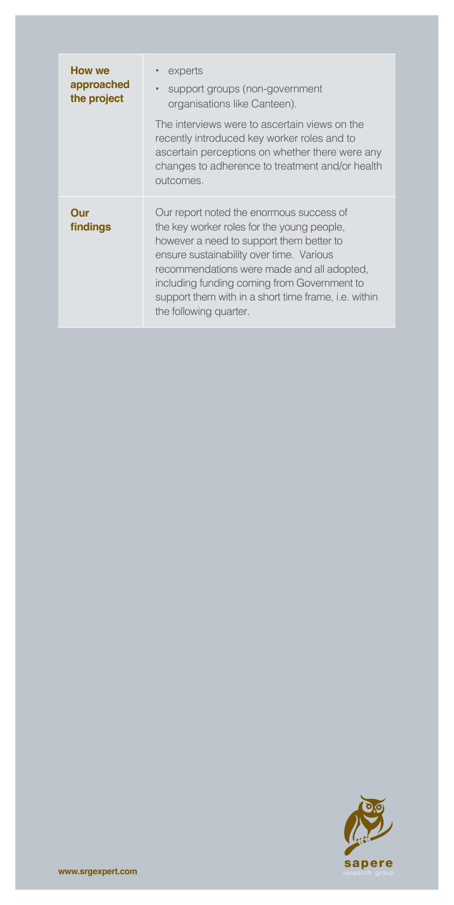| | |
|---|---|
| **How we approached the project** | • experts<br>• support groups (non-government organisations like Canteen).<br><br>The interviews were to ascertain views on the recently introduced key worker roles and to ascertain perceptions on whether there were any changes to adherence to treatment and/or health outcomes. |
| **Our findings** | Our report noted the enormous success of the key worker roles for the young people, however a need to support them better to ensure sustainability over time. Various recommendations were made and all adopted, including funding coming from Government to support them with in a short time frame, i.e. within the following quarter. |

**www.srgexpert.com**

sapere
research group